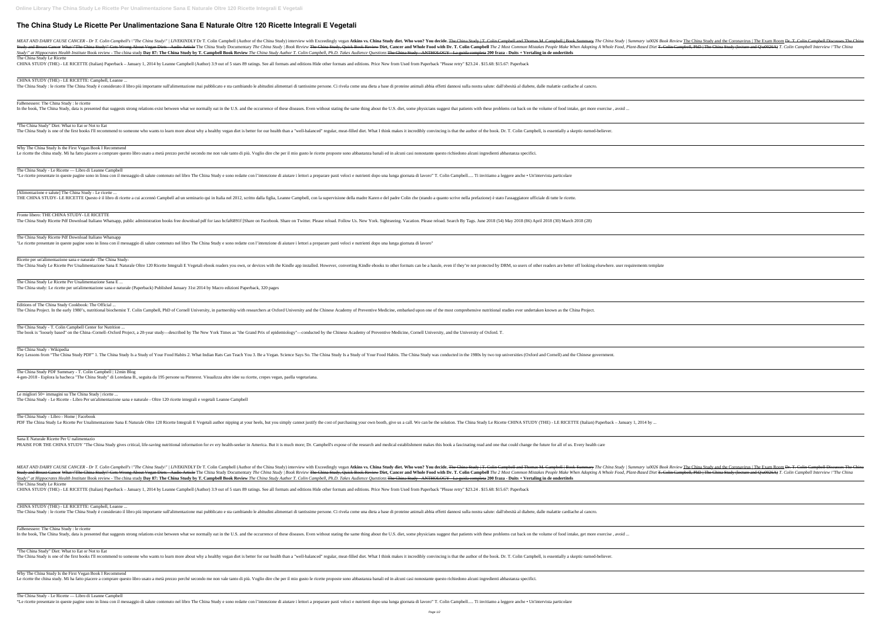# The China Study Le Ricette Per Unalimentazione Sana E Naturale Oltre 120 Ricette Integrali E Vegetali

*MEAT AND DAIRY CAUSE CANCER - Dr T. Colin Campbell's \"The China Study\" | LIVEKINDLY* Dr T. Colin Campbell (Author of the China Study) interview with Exceedingly vegan **Atkins vs. China Study diet. Who won? You decide.** The China Study | T. Colin Campbell and Thomas M. Campbell | Book Summary *The China Study | Summary \u0026 Book Review* The China Study and the Coronavirus | The Exam Room Dr. T. Colin Campbell Discusses The China Study and Breast Cancer What \"The China Study\" Gets Wrong About Vegan Diets - Audio Article The China Study Documentary *The China Study | Book Review* The China Study, Quick Book Review **Diet, Cancer and Whole Food with Dr. T. Colin Campbell** *The 2 Most Common Mistakes People Make When Adopting A Whole Food, Plant-Based Diet* T. Colin Campbell, PhD | The China Study (lecture and Q\u0026A) *T. Colin Campbell Interview \"The China Study\" at Hippocrates Health Institute* Book review - The china study **Day 87: The China Study by T. Campbell Book Review** *The China Study Author T. Colin Campbell, Ph.D. Takes Audience Questions* The China Study - ANTHOLOGY - La guida completa **200 fraza - Duits + Vertaling in de ondertitels**

The China Study Le Ricette

CHINA STUDY (THE) - LE RICETTE (Italian) Paperback – January 1, 2014 by Leanne Campbell (Author) 3.9 out of 5 stars 89 ratings. See all formats and editions Hide other formats and editions. Price New from Used from Paperback "Please retry" $23.24 . $15.68: $15.67: Paperback

CHINA STUDY (THE) - LE RICETTE: Campbell, Leanne ...

The China Study : le ricette The China Study è considerato il libro più importante sull'alimentazione mai pubblicato e sta cambiando le abitudini alimentari di tantissime persone. Ci rivela come una dieta a base di proteine animali abbia effetti dannosi sulla nostra salute: dall'obesità al diabete, dalle malattie cardiache al cancro.

FaBenessere: The China Study : le ricette

In the book, The China Study, data is presented that suggests strong relations exist between what we normally eat in the U.S. and the occurrence of these diseases. Even without stating the same thing about the U.S. diet, some physicians suggest that patients with these problems cut back on the volume of food intake, get more exercise , avoid ...

"The China Study" Diet: What to Eat or Not to Eat

The China Study is one of the first books I'll recommend to someone who wants to learn more about why a healthy vegan diet is better for our health than a "well-balanced" regular, meat-filled diet. What I think makes it incredibly convincing is that the author of the book. Dr. T. Colin Campbell, is essentially a skeptic-turned-believer.

Why The China Study Is the First Vegan Book I Recommend

Le ricette the china study. Mi ha fatto piacere a comprare questo libro usato a metà prezzo perché secondo me non vale tanto di più. Voglio dire che per il mio gusto le ricette proposte sono abbastanza banali ed in alcuni casi nonostante questo richiedono alcuni ingredienti abbastanza specifici.

The China Study - Le Ricette — Libro di Leanne Campbell

"Le ricette presentate in queste pagine sono in linea con il messaggio di salute contenuto nel libro The China Study e sono redatte con l'intenzione di aiutare i lettori a preparare pasti veloci e nutrienti dopo una lunga giornata di lavoro" T. Colin Campbell..... Ti invitiamo a leggere anche • Un'intervista particolare

[Alimentazione e salute] The China Study - Le ricette ...

THE CHINA STUDY- LE RICETTE Questo è il libro di ricette a cui accennò Campbell ad un seminario qui in Italia nel 2012, scritto dalla figlia, Leanne Campbell, con la supervisione della madre Karen e del padre Colin che (stando a quanto scrive nella prefazione) è stato l'assaggiatore ufficiale di tutte le ricette.

Fronte libero: THE CHINA STUDY- LE RICETTE

The China Study Ricette Pdf Download Italiano Whatsapp, public administration books free download pdf for iaso bcfaf6891f [Share on Facebook. Share on Twitter. Please reload. Follow Us. New York. Sightseeing. Vacation. Please reload. Search By Tags. June 2018 (54) May 2018 (86) April 2018 (30) March 2018 (28)

The China Study Ricette Pdf Download Italiano Whatsapp

"Le ricette presentate in queste pagine sono in linea con il messaggio di salute contenuto nel libro The China Study e sono redatte con l'intenzione di aiutare i lettori a preparare pasti veloci e nutrienti dopo una lunga giornata di lavoro"

Ricette per un'alimentazione sana e naturale -The China Study-

The China Study Le Ricette Per Unalimentazione Sana E Naturale Oltre 120 Ricette Integrali E Vegetali ebook readers you own, or devices with the Kindle app installed. However, converting Kindle ebooks to other formats can be a hassle, even if they're not protected by DRM, so users of other readers are better off looking elsewhere. user requirements template

The China Study Le Ricette Per Unalimentazione Sana E ...

The China study: Le ricette per un'alimentazione sana e naturale (Paperback) Published January 31st 2014 by Macro edizioni Paperback, 320 pages

Editions of The China Study Cookbook: The Official ...

The China Project. In the early 1980's, nutritional biochemist T. Colin Campbell, PhD of Cornell University, in partnership with researchers at Oxford University and the Chinese Academy of Preventive Medicine, embarked upon one of the most comprehensive nutritional studies ever undertaken known as the China Project.

The China Study - T. Colin Campbell Center for Nutrition ...

The book is "loosely based" on the China–Cornell–Oxford Project, a 20-year study—described by The New York Times as "the Grand Prix of epidemiology"—conducted by the Chinese Academy of Preventive Medicine, Cornell University, and the University of Oxford. T.

The China Study - Wikipedia

Key Lessons from "The China Study PDF" 1. The China Study Is a Study of Your Food Habits 2. What Indian Rats Can Teach You 3. Be a Vegan. Science Says So. The China Study Is a Study of Your Food Habits. The China Study was conducted in the 1980s by two top universities (Oxford and Cornell) and the Chinese government.

The China Study PDF Summary - T. Colin Campbell | 12min Blog

4-gen-2018 - Esplora la bacheca "The China Study" di Loredana B., seguita da 195 persone su Pinterest. Visualizza altre idee su ricette, crepes vegan, paella vegetariana.

Le migliori 50+ immagini su The China Study | ricette ...

The China Study - Le Ricette - Libro Per un'alimentazione sana e naturale - Oltre 120 ricette integrali e vegetali Leanne Campbell

The China Study - Libro - Home | Facebook

PDF The China Study Le Ricette Per Unalimentazione Sana E Naturale Oltre 120 Ricette Integrali E Vegetali author nipping at your heels, but you simply cannot justify the cost of purchasing your own booth, give us a call. We can be the solution. The China Study Le Ricette CHINA STUDY (THE) - LE RICETTE (Italian) Paperback – January 1, 2014 by ...

Sana E Naturale Ricette Per U nalimentazio

PRAISE FOR THE CHINA STUDY "The China Study gives critical, life-saving nutritional information for ev ery health-seeker in America. But it is much more; Dr. Campbell's expose of the research and medical establishment makes this book a fascinating read and one that could change the future for all of us. Every health care

*MEAT AND DAIRY CAUSE CANCER - Dr T. Colin Campbell's \"The China Study\" | LIVEKINDLY* Dr T. Colin Campbell (Author of the China Study) interview with Exceedingly vegan **Atkins vs. China Study diet. Who won? You decide.** The China Study | T. Colin Campbell and Thomas M. Campbell | Book Summary *The China Study | Summary \u0026 Book Review* The China Study and the Coronavirus | The Exam Room Dr. T. Colin Campbell Discusses The China Study and Breast Cancer What \"The China Study\" Gets Wrong About Vegan Diets - Audio Article The China Study Documentary *The China Study | Book Review* The China Study, Quick Book Review **Diet, Cancer and Whole Food with Dr. T. Colin Campbell** *The 2 Most Common Mistakes People Make When Adopting A Whole Food, Plant-Based Diet* T. Colin Campbell, PhD | The China Study (lecture and Q\u0026A) *T. Colin Campbell Interview \"The China Study\" at Hippocrates Health Institute* Book review - The china study **Day 87: The China Study by T. Campbell Book Review** *The China Study Author T. Colin Campbell, Ph.D. Takes Audience Questions* The China Study - ANTHOLOGY - La guida completa **200 fraza - Duits + Vertaling in de ondertitels**

The China Study Le Ricette

CHINA STUDY (THE) - LE RICETTE (Italian) Paperback – January 1, 2014 by Leanne Campbell (Author) 3.9 out of 5 stars 89 ratings. See all formats and editions Hide other formats and editions. Price New from Used from Paperback "Please retry" $23.24 . $15.68: $15.67: Paperback

CHINA STUDY (THE) - LE RICETTE: Campbell, Leanne ...

The China Study : le ricette The China Study è considerato il libro più importante sull'alimentazione mai pubblicato e sta cambiando le abitudini alimentari di tantissime persone. Ci rivela come una dieta a base di proteine animali abbia effetti dannosi sulla nostra salute: dall'obesità al diabete, dalle malattie cardiache al cancro.

FaBenessere: The China Study : le ricette

In the book, The China Study, data is presented that suggests strong relations exist between what we normally eat in the U.S. and the occurrence of these diseases. Even without stating the same thing about the U.S. diet, some physicians suggest that patients with these problems cut back on the volume of food intake, get more exercise , avoid ...

"The China Study" Diet: What to Eat or Not to Eat

The China Study is one of the first books I'll recommend to someone who wants to learn more about why a healthy vegan diet is better for our health than a "well-balanced" regular, meat-filled diet. What I think makes it incredibly convincing is that the author of the book. Dr. T. Colin Campbell, is essentially a skeptic-turned-believer.

Why The China Study Is the First Vegan Book I Recommend

Le ricette the china study. Mi ha fatto piacere a comprare questo libro usato a metà prezzo perché secondo me non vale tanto di più. Voglio dire che per il mio gusto le ricette proposte sono abbastanza banali ed in alcuni casi nonostante questo richiedono alcuni ingredienti abbastanza specifici.

The China Study - Le Ricette — Libro di Leanne Campbell

"Le ricette presentate in queste pagine sono in linea con il messaggio di salute contenuto nel libro The China Study e sono redatte con l'intenzione di aiutare i lettori a preparare pasti veloci e nutrienti dopo una lunga giornata di lavoro" T. Colin Campbell..... Ti invitiamo a leggere anche • Un'intervista particolare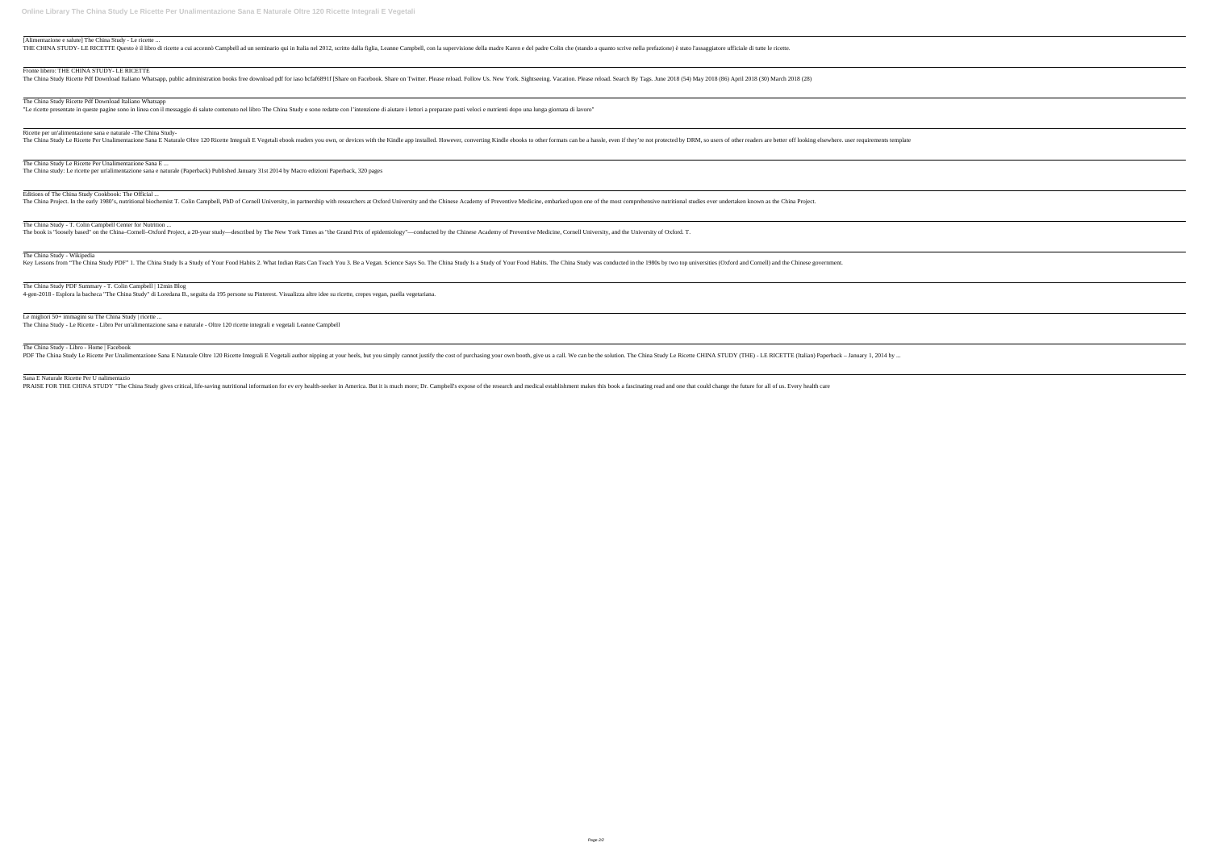[Alimentazione e salute] The China Study - Le ricette ...

THE CHINA STUDY- LE RICETTE Questo è il libro di ricette a cui accennò Campbell ad un seminario qui in Italia nel 2012, scritto dalla figlia, Leanne Campbell, con la supervisione della madre Karen e del padre Colin che (stando a quanto scrive nella prefazione) è stato l'assaggiatore ufficiale di tutte le ricette.

Fronte libero: THE CHINA STUDY- LE RICETTE

The China Study Ricette Pdf Download Italiano Whatsapp, public administration books free download pdf for iaso bcfaf6891f [Share on Facebook. Share on Twitter. Please reload. Follow Us. New York. Sightseeing. Vacation. Please reload. Search By Tags. June 2018 (54) May 2018 (86) April 2018 (30) March 2018 (28)

The China Study Ricette Pdf Download Italiano Whatsapp

"Le ricette presentate in queste pagine sono in linea con il messaggio di salute contenuto nel libro The China Study e sono redatte con l'intenzione di aiutare i lettori a preparare pasti veloci e nutrienti dopo una lunga giornata di lavoro"

Ricette per un'alimentazione sana e naturale -The China Study-

The China Study Le Ricette Per Unalimentazione Sana E Naturale Oltre 120 Ricette Integrali E Vegetali ebook readers you own, or devices with the Kindle app installed. However, converting Kindle ebooks to other formats can be a hassle, even if they're not protected by DRM, so users of other readers are better off looking elsewhere. user requirements template

The China Study Le Ricette Per Unalimentazione Sana E ...

The China study: Le ricette per un'alimentazione sana e naturale (Paperback) Published January 31st 2014 by Macro edizioni Paperback, 320 pages

Editions of The China Study Cookbook: The Official ...

The China Project. In the early 1980's, nutritional biochemist T. Colin Campbell, PhD of Cornell University, in partnership with researchers at Oxford University and the Chinese Academy of Preventive Medicine, embarked upon one of the most comprehensive nutritional studies ever undertaken known as the China Project.

The China Study - T. Colin Campbell Center for Nutrition ...

The book is "loosely based" on the China–Cornell–Oxford Project, a 20-year study—described by The New York Times as "the Grand Prix of epidemiology"—conducted by the Chinese Academy of Preventive Medicine, Cornell University, and the University of Oxford. T.

The China Study - Wikipedia

Key Lessons from "The China Study PDF" 1. The China Study Is a Study of Your Food Habits 2. What Indian Rats Can Teach You 3. Be a Vegan. Science Says So. The China Study Is a Study of Your Food Habits. The China Study was conducted in the 1980s by two top universities (Oxford and Cornell) and the Chinese government.

The China Study PDF Summary - T. Colin Campbell | 12min Blog

4-gen-2018 - Esplora la bacheca "The China Study" di Loredana B., seguita da 195 persone su Pinterest. Visualizza altre idee su ricette, crepes vegan, paella vegetariana.

Le migliori 50+ immagini su The China Study | ricette ...

The China Study - Le Ricette - Libro Per un'alimentazione sana e naturale - Oltre 120 ricette integrali e vegetali Leanne Campbell

The China Study - Libro - Home | Facebook

PDF The China Study Le Ricette Per Unalimentazione Sana E Naturale Oltre 120 Ricette Integrali E Vegetali author nipping at your heels, but you simply cannot justify the cost of purchasing your own booth, give us a call. We can be the solution. The China Study Le Ricette CHINA STUDY (THE) - LE RICETTE (Italian) Paperback – January 1, 2014 by ...

Sana E Naturale Ricette Per U nalimentazio

PRAISE FOR THE CHINA STUDY "The China Study gives critical, life-saving nutritional information for ev ery health-seeker in America. But it is much more; Dr. Campbell's expose of the research and medical establishment makes this book a fascinating read and one that could change the future for all of us. Every health care